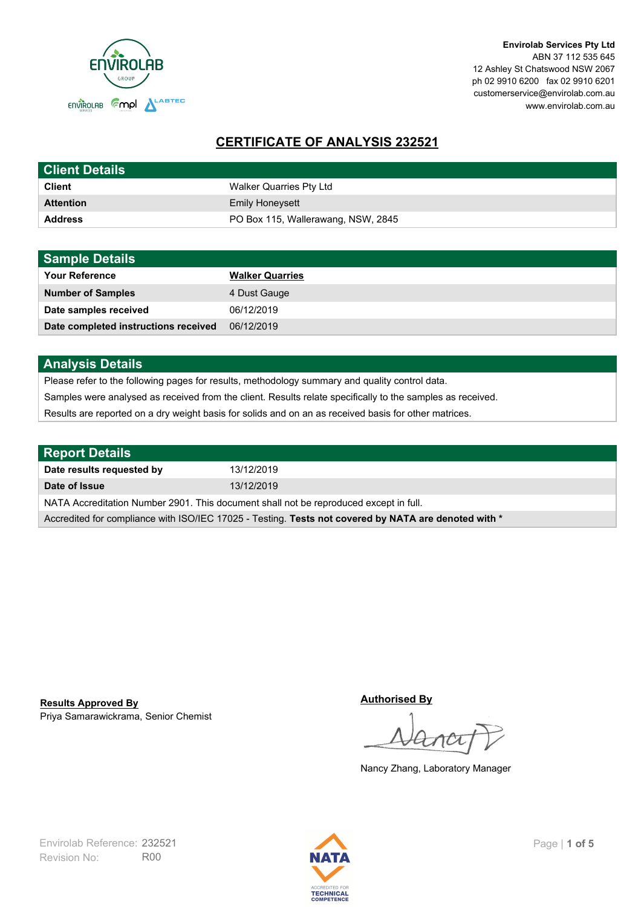Envirolab Services Pty Ltd
ABN 37 112 535 645
12 Ashley St Chatswood NSW 2067
ph 02 9910 6200 fax 02 9910 6201
customerservice@envirolab.com.au
www.envirolab.com.au

# CERTIFICATE OF ANALYSIS 232521

| Client Details | |
|---|---|
| **Client** | Walker Quarries Pty Ltd |
| **Attention** | Emily Honeysett |
| **Address** | PO Box 115, Wallerawang, NSW, 2845 |

| Sample Details | |
|---|---|
| **Your Reference** | **Walker Quarries** |
| **Number of Samples** | 4 Dust Gauge |
| **Date samples received** | 06/12/2019 |
| **Date completed instructions received** | 06/12/2019 |

## Analysis Details

Please refer to the following pages for results, methodology summary and quality control data.

Samples were analysed as received from the client. Results relate specifically to the samples as received.

Results are reported on a dry weight basis for solids and on an as received basis for other matrices.

| Report Details | |
|---|---|
| **Date results requested by** | 13/12/2019 |
| **Date of Issue** | 13/12/2019 |

NATA Accreditation Number 2901. This document shall not be reproduced except in full.

Accredited for compliance with ISO/IEC 17025 - Testing. **Tests not covered by NATA are denoted with \***

**Results Approved By**
Priya Samarawickrama, Senior Chemist

**Authorised By**
Nancy Zhang, Laboratory Manager

Envirolab Reference: 232521
Revision No: R00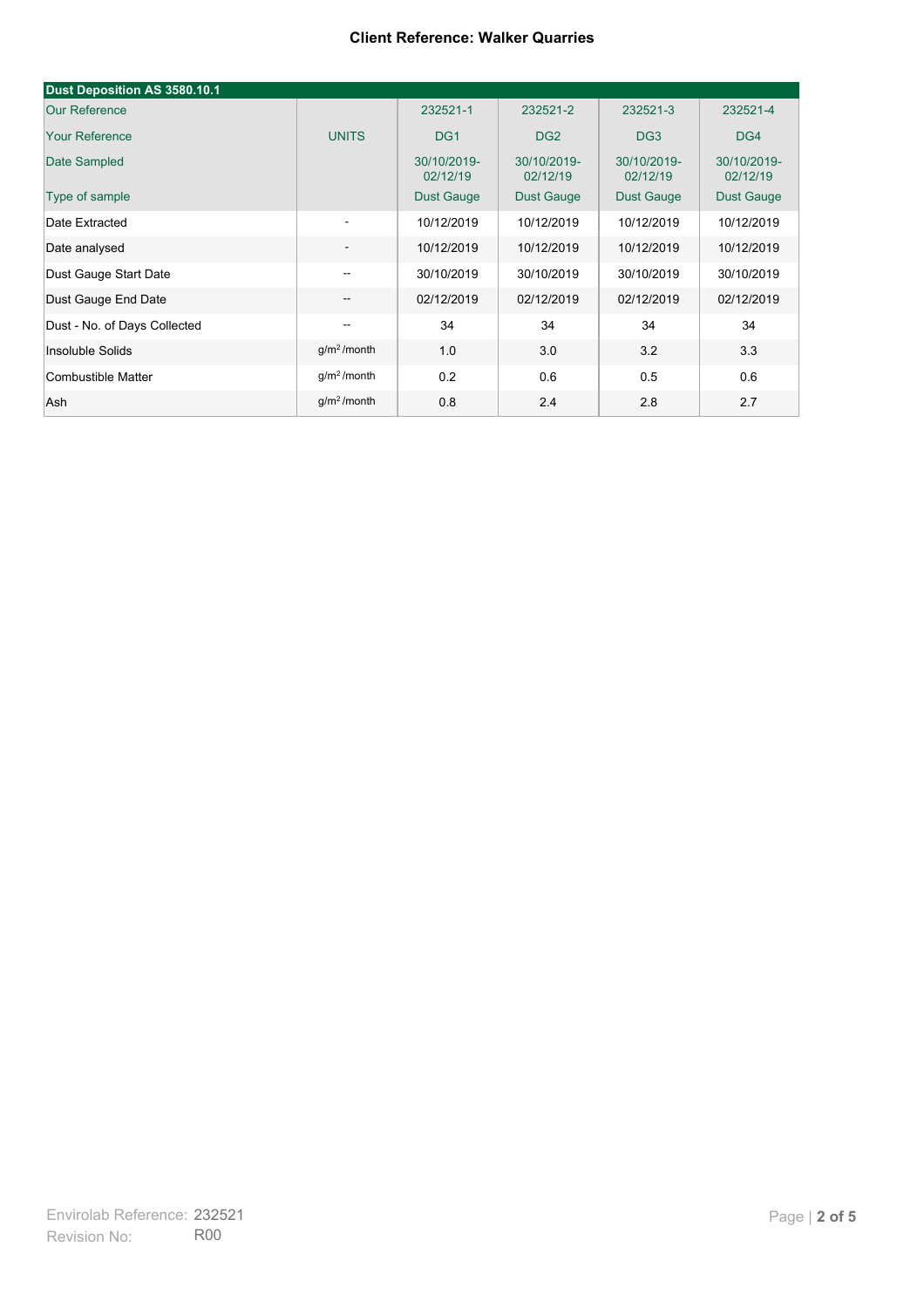**Client Reference: Walker Quarries**

| Dust Deposition AS 3580.10.1 | | | | | |
|---|---|---|---|---|---|
| Our Reference | | 232521-1 | 232521-2 | 232521-3 | 232521-4 |
| Your Reference | UNITS | DG1 | DG2 | DG3 | DG4 |
| Date Sampled | | 30/10/2019-02/12/19 | 30/10/2019-02/12/19 | 30/10/2019-02/12/19 | 30/10/2019-02/12/19 |
| Type of sample | | Dust Gauge | Dust Gauge | Dust Gauge | Dust Gauge |
| Date Extracted | - | 10/12/2019 | 10/12/2019 | 10/12/2019 | 10/12/2019 |
| Date analysed | - | 10/12/2019 | 10/12/2019 | 10/12/2019 | 10/12/2019 |
| Dust Gauge Start Date | -- | 30/10/2019 | 30/10/2019 | 30/10/2019 | 30/10/2019 |
| Dust Gauge End Date | -- | 02/12/2019 | 02/12/2019 | 02/12/2019 | 02/12/2019 |
| Dust - No. of Days Collected | -- | 34 | 34 | 34 | 34 |
| Insoluble Solids | $g/m^2$/month | 1.0 | 3.0 | 3.2 | 3.3 |
| Combustible Matter | $g/m^2$/month | 0.2 | 0.6 | 0.5 | 0.6 |
| Ash | $g/m^2$/month | 0.8 | 2.4 | 2.8 | 2.7 |

Envirolab Reference: 232521
Revision No: R00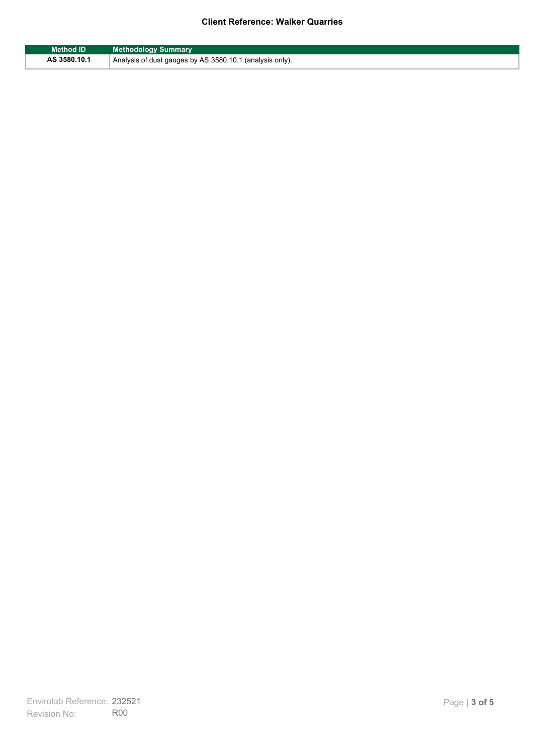| Method ID | Methodology Summary |
| --- | --- |
| AS 3580.10.1 | Analysis of dust gauges by AS 3580.10.1 (analysis only). |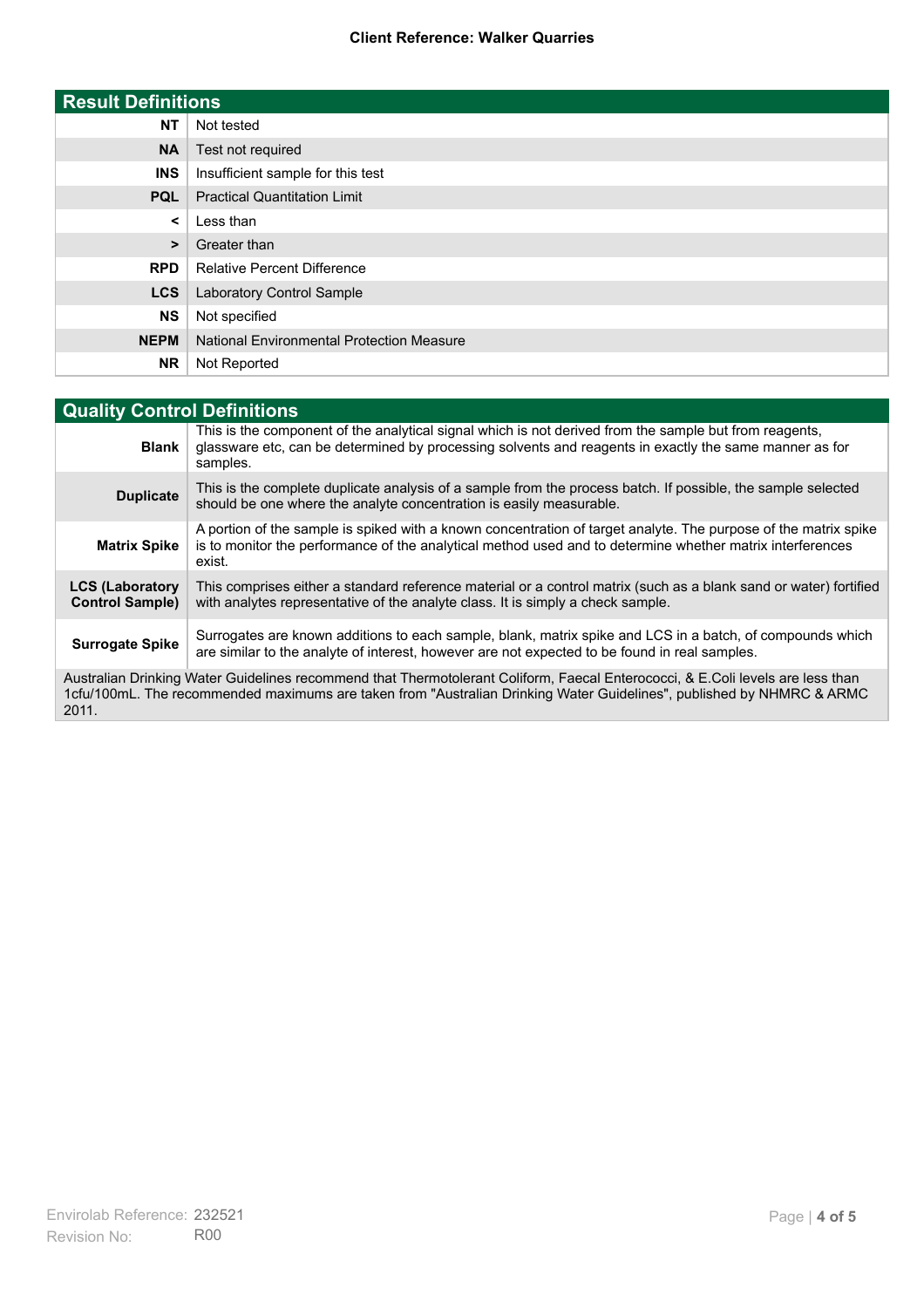Client Reference: Walker Quarries

## Result Definitions

| | |
|---|---|
| **NT** | Not tested |
| **NA** | Test not required |
| **INS** | Insufficient sample for this test |
| **PQL** | Practical Quantitation Limit |
| **<** | Less than |
| **>** | Greater than |
| **RPD** | Relative Percent Difference |
| **LCS** | Laboratory Control Sample |
| **NS** | Not specified |
| **NEPM** | National Environmental Protection Measure |
| **NR** | Not Reported |

## Quality Control Definitions

| | |
|---|---|
| **Blank** | This is the component of the analytical signal which is not derived from the sample but from reagents, glassware etc, can be determined by processing solvents and reagents in exactly the same manner as for samples. |
| **Duplicate** | This is the complete duplicate analysis of a sample from the process batch. If possible, the sample selected should be one where the analyte concentration is easily measurable. |
| **Matrix Spike** | A portion of the sample is spiked with a known concentration of target analyte. The purpose of the matrix spike is to monitor the performance of the analytical method used and to determine whether matrix interferences exist. |
| **LCS (Laboratory Control Sample)** | This comprises either a standard reference material or a control matrix (such as a blank sand or water) fortified with analytes representative of the analyte class. It is simply a check sample. |
| **Surrogate Spike** | Surrogates are known additions to each sample, blank, matrix spike and LCS in a batch, of compounds which are similar to the analyte of interest, however are not expected to be found in real samples. |

Australian Drinking Water Guidelines recommend that Thermotolerant Coliform, Faecal Enterococci, & E.Coli levels are less than 1cfu/100mL. The recommended maximums are taken from "Australian Drinking Water Guidelines", published by NHMRC & ARMC 2011.

Envirolab Reference: 232521
Revision No: R00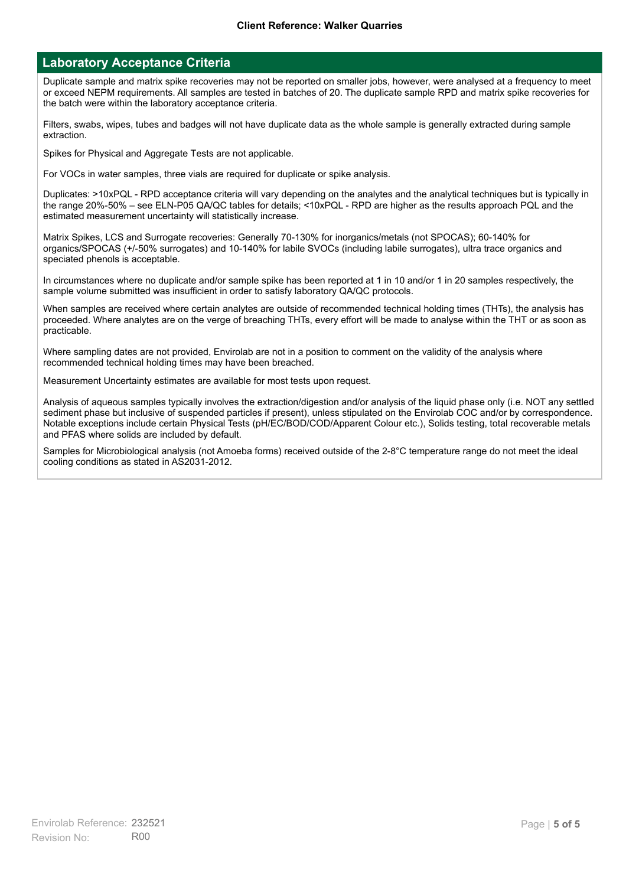## Laboratory Acceptance Criteria

Duplicate sample and matrix spike recoveries may not be reported on smaller jobs, however, were analysed at a frequency to meet or exceed NEPM requirements. All samples are tested in batches of 20. The duplicate sample RPD and matrix spike recoveries for the batch were within the laboratory acceptance criteria.

Filters, swabs, wipes, tubes and badges will not have duplicate data as the whole sample is generally extracted during sample extraction.

Spikes for Physical and Aggregate Tests are not applicable.

For VOCs in water samples, three vials are required for duplicate or spike analysis.

Duplicates: >10xPQL - RPD acceptance criteria will vary depending on the analytes and the analytical techniques but is typically in the range 20%-50% – see ELN-P05 QA/QC tables for details; <10xPQL - RPD are higher as the results approach PQL and the estimated measurement uncertainty will statistically increase.

Matrix Spikes, LCS and Surrogate recoveries: Generally 70-130% for inorganics/metals (not SPOCAS); 60-140% for organics/SPOCAS (+/-50% surrogates) and 10-140% for labile SVOCs (including labile surrogates), ultra trace organics and speciated phenols is acceptable.

In circumstances where no duplicate and/or sample spike has been reported at 1 in 10 and/or 1 in 20 samples respectively, the sample volume submitted was insufficient in order to satisfy laboratory QA/QC protocols.

When samples are received where certain analytes are outside of recommended technical holding times (THTs), the analysis has proceeded. Where analytes are on the verge of breaching THTs, every effort will be made to analyse within the THT or as soon as practicable.

Where sampling dates are not provided, Envirolab are not in a position to comment on the validity of the analysis where recommended technical holding times may have been breached.

Measurement Uncertainty estimates are available for most tests upon request.

Analysis of aqueous samples typically involves the extraction/digestion and/or analysis of the liquid phase only (i.e. NOT any settled sediment phase but inclusive of suspended particles if present), unless stipulated on the Envirolab COC and/or by correspondence. Notable exceptions include certain Physical Tests (pH/EC/BOD/COD/Apparent Colour etc.), Solids testing, total recoverable metals and PFAS where solids are included by default.

Samples for Microbiological analysis (not Amoeba forms) received outside of the 2-8°C temperature range do not meet the ideal cooling conditions as stated in AS2031-2012.